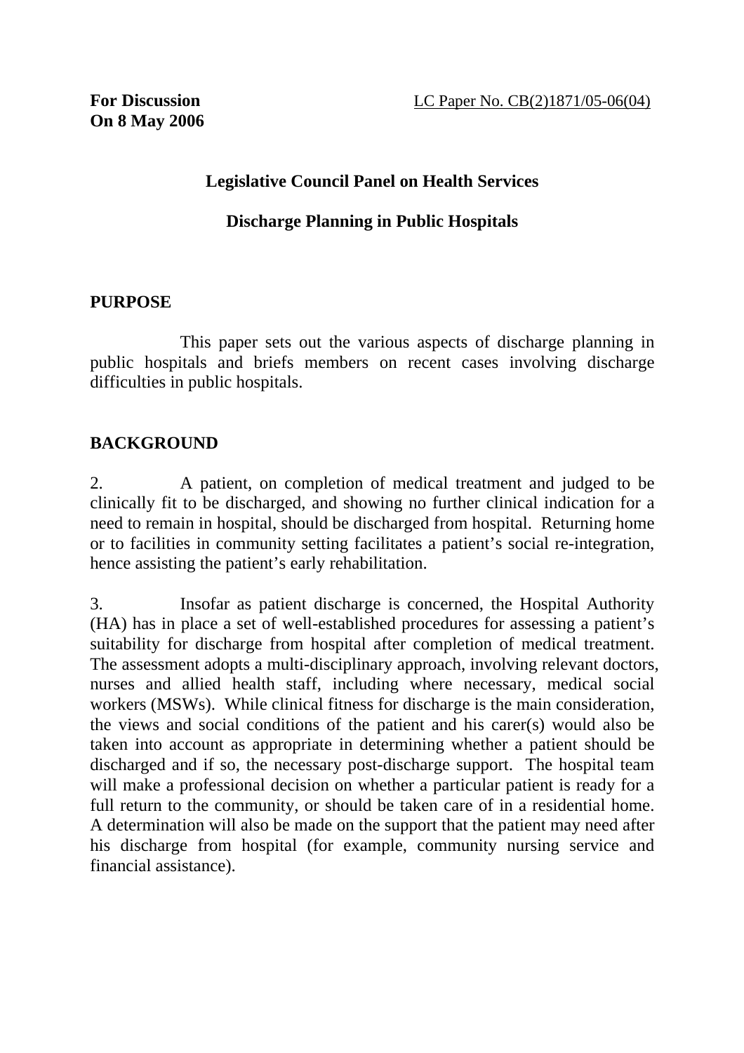**For Discussion**
**On 8 May 2006**

LC Paper No. CB(2)1871/05-06(04)

## Legislative Council Panel on Health Services

## Discharge Planning in Public Hospitals

### PURPOSE

This paper sets out the various aspects of discharge planning in public hospitals and briefs members on recent cases involving discharge difficulties in public hospitals.

### BACKGROUND

2. A patient, on completion of medical treatment and judged to be clinically fit to be discharged, and showing no further clinical indication for a need to remain in hospital, should be discharged from hospital. Returning home or to facilities in community setting facilitates a patient's social re-integration, hence assisting the patient's early rehabilitation.

3. Insofar as patient discharge is concerned, the Hospital Authority (HA) has in place a set of well-established procedures for assessing a patient's suitability for discharge from hospital after completion of medical treatment. The assessment adopts a multi-disciplinary approach, involving relevant doctors, nurses and allied health staff, including where necessary, medical social workers (MSWs). While clinical fitness for discharge is the main consideration, the views and social conditions of the patient and his carer(s) would also be taken into account as appropriate in determining whether a patient should be discharged and if so, the necessary post-discharge support. The hospital team will make a professional decision on whether a particular patient is ready for a full return to the community, or should be taken care of in a residential home. A determination will also be made on the support that the patient may need after his discharge from hospital (for example, community nursing service and financial assistance).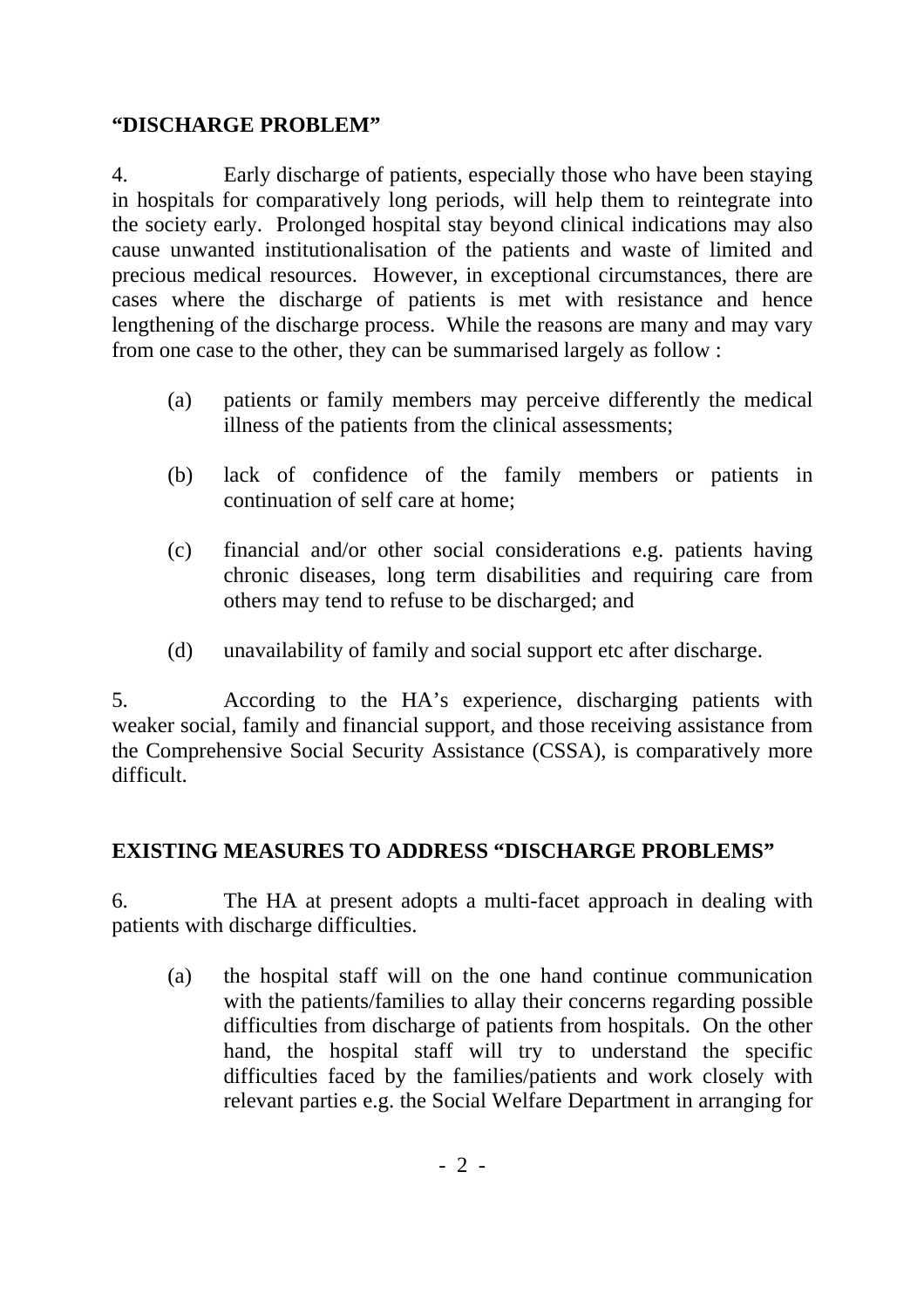**"DISCHARGE PROBLEM"**

4. Early discharge of patients, especially those who have been staying in hospitals for comparatively long periods, will help them to reintegrate into the society early. Prolonged hospital stay beyond clinical indications may also cause unwanted institutionalisation of the patients and waste of limited and precious medical resources. However, in exceptional circumstances, there are cases where the discharge of patients is met with resistance and hence lengthening of the discharge process. While the reasons are many and may vary from one case to the other, they can be summarised largely as follow :

(a) patients or family members may perceive differently the medical illness of the patients from the clinical assessments;

(b) lack of confidence of the family members or patients in continuation of self care at home;

(c) financial and/or other social considerations e.g. patients having chronic diseases, long term disabilities and requiring care from others may tend to refuse to be discharged; and

(d) unavailability of family and social support etc after discharge.

5. According to the HA's experience, discharging patients with weaker social, family and financial support, and those receiving assistance from the Comprehensive Social Security Assistance (CSSA), is comparatively more difficult.

**EXISTING MEASURES TO ADDRESS "DISCHARGE PROBLEMS"**

6. The HA at present adopts a multi-facet approach in dealing with patients with discharge difficulties.

(a) the hospital staff will on the one hand continue communication with the patients/families to allay their concerns regarding possible difficulties from discharge of patients from hospitals. On the other hand, the hospital staff will try to understand the specific difficulties faced by the families/patients and work closely with relevant parties e.g. the Social Welfare Department in arranging for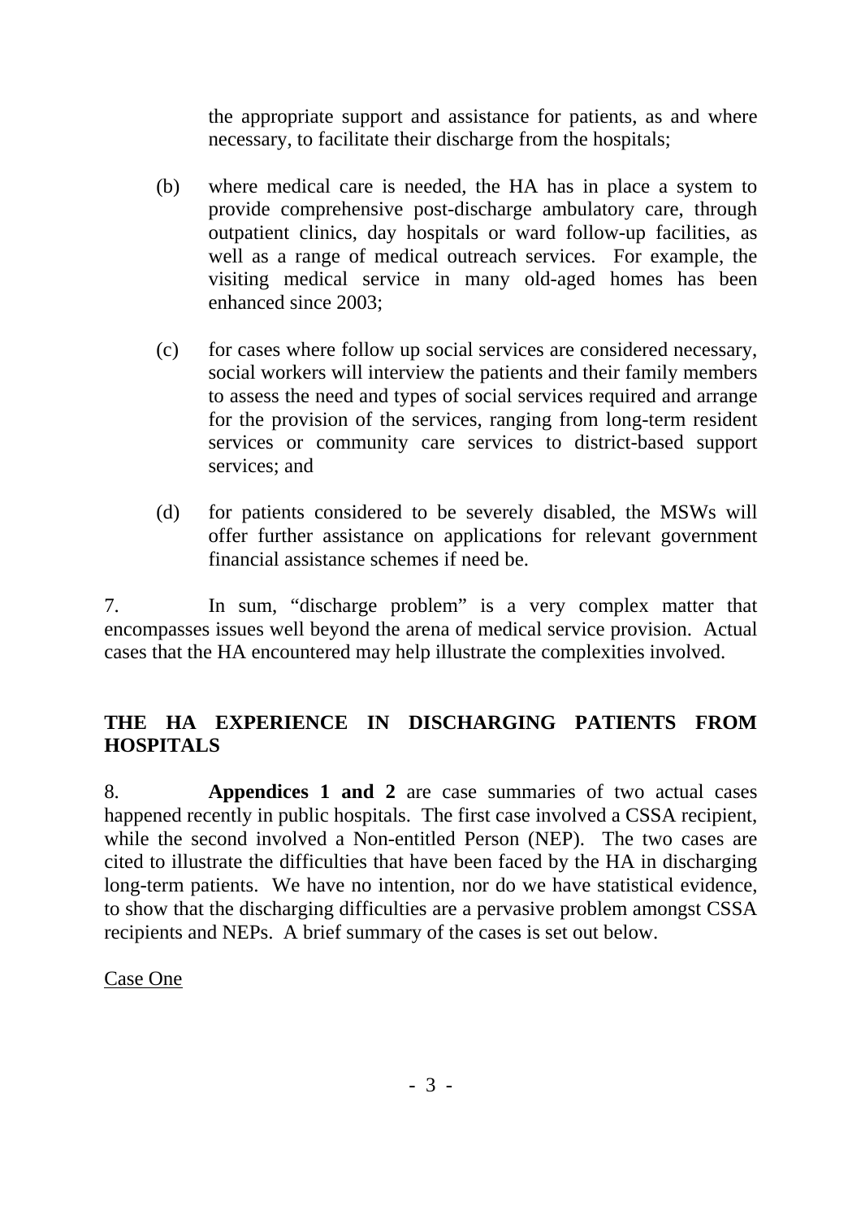the appropriate support and assistance for patients, as and where necessary, to facilitate their discharge from the hospitals;

(b) where medical care is needed, the HA has in place a system to provide comprehensive post-discharge ambulatory care, through outpatient clinics, day hospitals or ward follow-up facilities, as well as a range of medical outreach services. For example, the visiting medical service in many old-aged homes has been enhanced since 2003;

(c) for cases where follow up social services are considered necessary, social workers will interview the patients and their family members to assess the need and types of social services required and arrange for the provision of the services, ranging from long-term resident services or community care services to district-based support services; and

(d) for patients considered to be severely disabled, the MSWs will offer further assistance on applications for relevant government financial assistance schemes if need be.

7. In sum, "discharge problem" is a very complex matter that encompasses issues well beyond the arena of medical service provision. Actual cases that the HA encountered may help illustrate the complexities involved.

## THE HA EXPERIENCE IN DISCHARGING PATIENTS FROM HOSPITALS

8. **Appendices 1 and 2** are case summaries of two actual cases happened recently in public hospitals. The first case involved a CSSA recipient, while the second involved a Non-entitled Person (NEP). The two cases are cited to illustrate the difficulties that have been faced by the HA in discharging long-term patients. We have no intention, nor do we have statistical evidence, to show that the discharging difficulties are a pervasive problem amongst CSSA recipients and NEPs. A brief summary of the cases is set out below.

<u>Case One</u>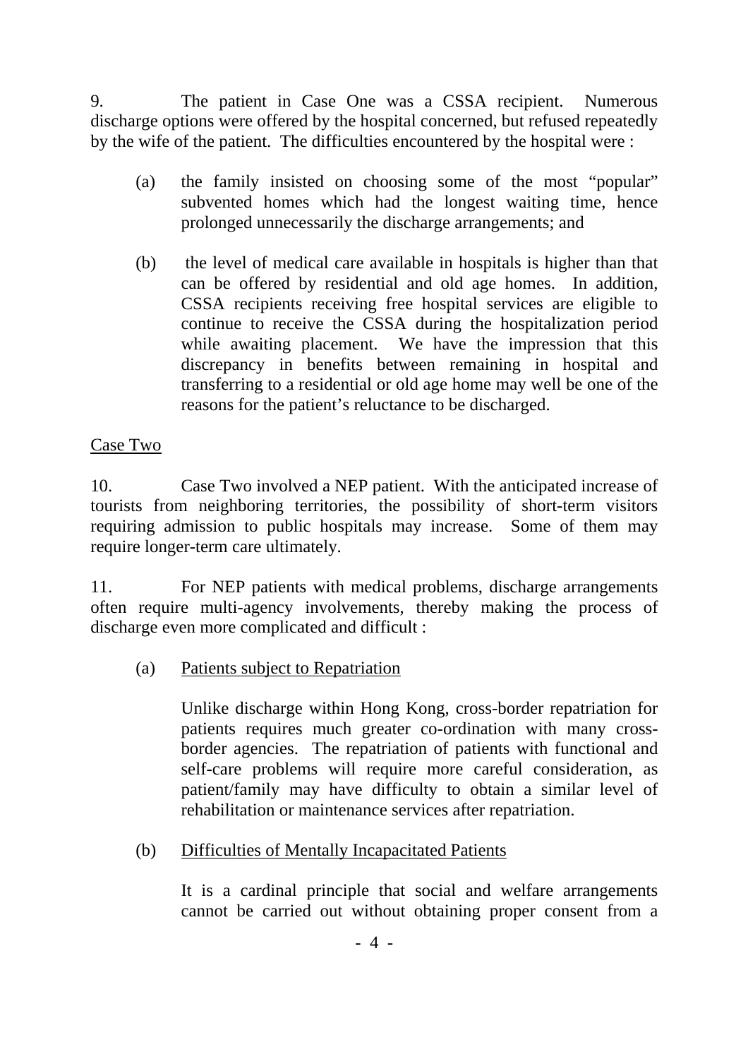9. The patient in Case One was a CSSA recipient. Numerous discharge options were offered by the hospital concerned, but refused repeatedly by the wife of the patient. The difficulties encountered by the hospital were :

(a) the family insisted on choosing some of the most "popular" subvented homes which had the longest waiting time, hence prolonged unnecessarily the discharge arrangements; and

(b) the level of medical care available in hospitals is higher than that can be offered by residential and old age homes. In addition, CSSA recipients receiving free hospital services are eligible to continue to receive the CSSA during the hospitalization period while awaiting placement. We have the impression that this discrepancy in benefits between remaining in hospital and transferring to a residential or old age home may well be one of the reasons for the patient's reluctance to be discharged.

<u>Case Two</u>

10. Case Two involved a NEP patient. With the anticipated increase of tourists from neighboring territories, the possibility of short-term visitors requiring admission to public hospitals may increase. Some of them may require longer-term care ultimately.

11. For NEP patients with medical problems, discharge arrangements often require multi-agency involvements, thereby making the process of discharge even more complicated and difficult :

(a) <u>Patients subject to Repatriation</u>

Unlike discharge within Hong Kong, cross-border repatriation for patients requires much greater co-ordination with many cross-border agencies. The repatriation of patients with functional and self-care problems will require more careful consideration, as patient/family may have difficulty to obtain a similar level of rehabilitation or maintenance services after repatriation.

(b) <u>Difficulties of Mentally Incapacitated Patients</u>

It is a cardinal principle that social and welfare arrangements cannot be carried out without obtaining proper consent from a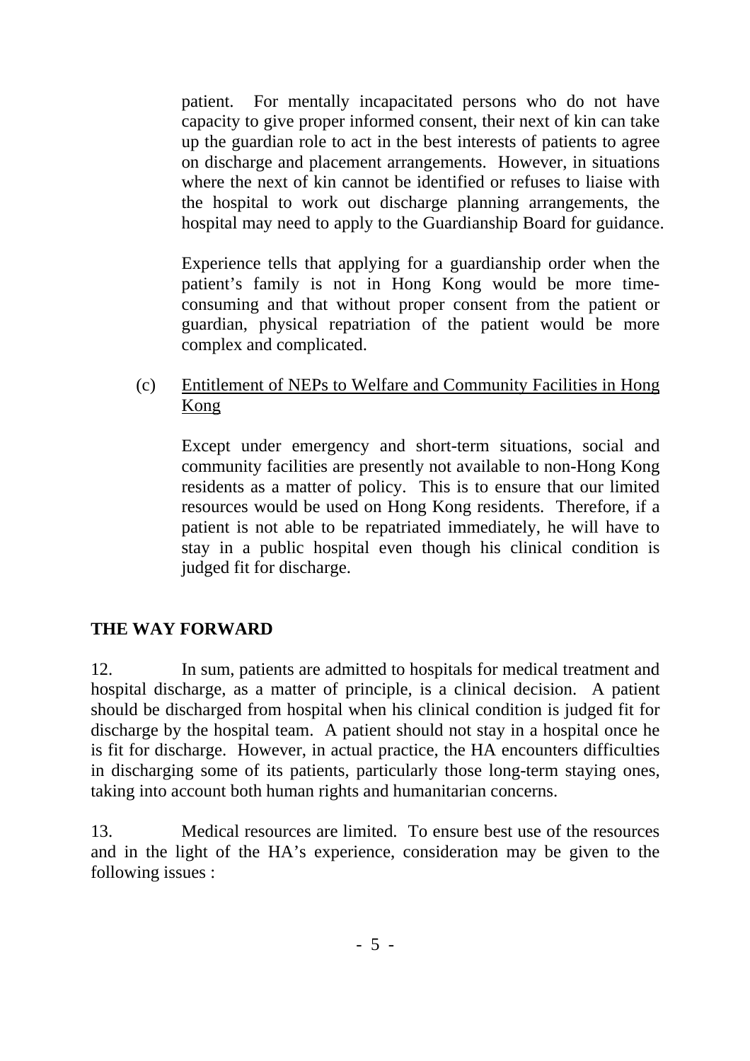patient. For mentally incapacitated persons who do not have capacity to give proper informed consent, their next of kin can take up the guardian role to act in the best interests of patients to agree on discharge and placement arrangements. However, in situations where the next of kin cannot be identified or refuses to liaise with the hospital to work out discharge planning arrangements, the hospital may need to apply to the Guardianship Board for guidance.

Experience tells that applying for a guardianship order when the patient's family is not in Hong Kong would be more time-consuming and that without proper consent from the patient or guardian, physical repatriation of the patient would be more complex and complicated.

(c) <u>Entitlement of NEPs to Welfare and Community Facilities in Hong Kong</u>

Except under emergency and short-term situations, social and community facilities are presently not available to non-Hong Kong residents as a matter of policy. This is to ensure that our limited resources would be used on Hong Kong residents. Therefore, if a patient is not able to be repatriated immediately, he will have to stay in a public hospital even though his clinical condition is judged fit for discharge.

## THE WAY FORWARD

12. In sum, patients are admitted to hospitals for medical treatment and hospital discharge, as a matter of principle, is a clinical decision. A patient should be discharged from hospital when his clinical condition is judged fit for discharge by the hospital team. A patient should not stay in a hospital once he is fit for discharge. However, in actual practice, the HA encounters difficulties in discharging some of its patients, particularly those long-term staying ones, taking into account both human rights and humanitarian concerns.

13. Medical resources are limited. To ensure best use of the resources and in the light of the HA's experience, consideration may be given to the following issues :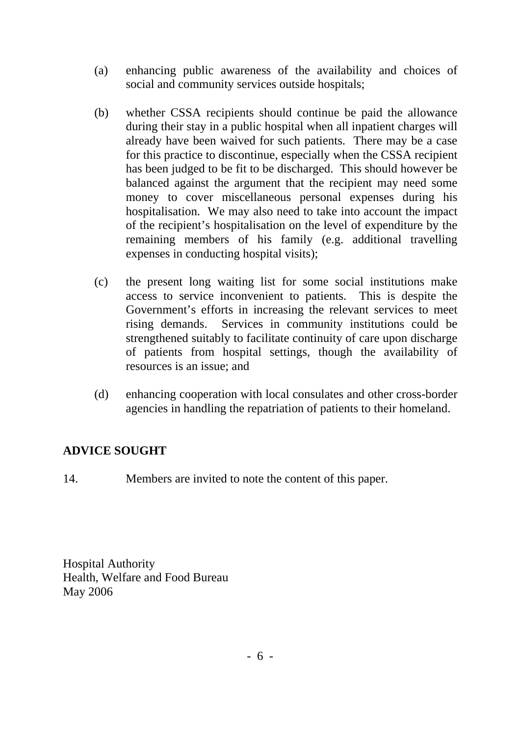(a) enhancing public awareness of the availability and choices of social and community services outside hospitals;

(b) whether CSSA recipients should continue be paid the allowance during their stay in a public hospital when all inpatient charges will already have been waived for such patients. There may be a case for this practice to discontinue, especially when the CSSA recipient has been judged to be fit to be discharged. This should however be balanced against the argument that the recipient may need some money to cover miscellaneous personal expenses during his hospitalisation. We may also need to take into account the impact of the recipient's hospitalisation on the level of expenditure by the remaining members of his family (e.g. additional travelling expenses in conducting hospital visits);

(c) the present long waiting list for some social institutions make access to service inconvenient to patients. This is despite the Government's efforts in increasing the relevant services to meet rising demands. Services in community institutions could be strengthened suitably to facilitate continuity of care upon discharge of patients from hospital settings, though the availability of resources is an issue; and

(d) enhancing cooperation with local consulates and other cross-border agencies in handling the repatriation of patients to their homeland.

**ADVICE SOUGHT**

14. Members are invited to note the content of this paper.

Hospital Authority
Health, Welfare and Food Bureau
May 2006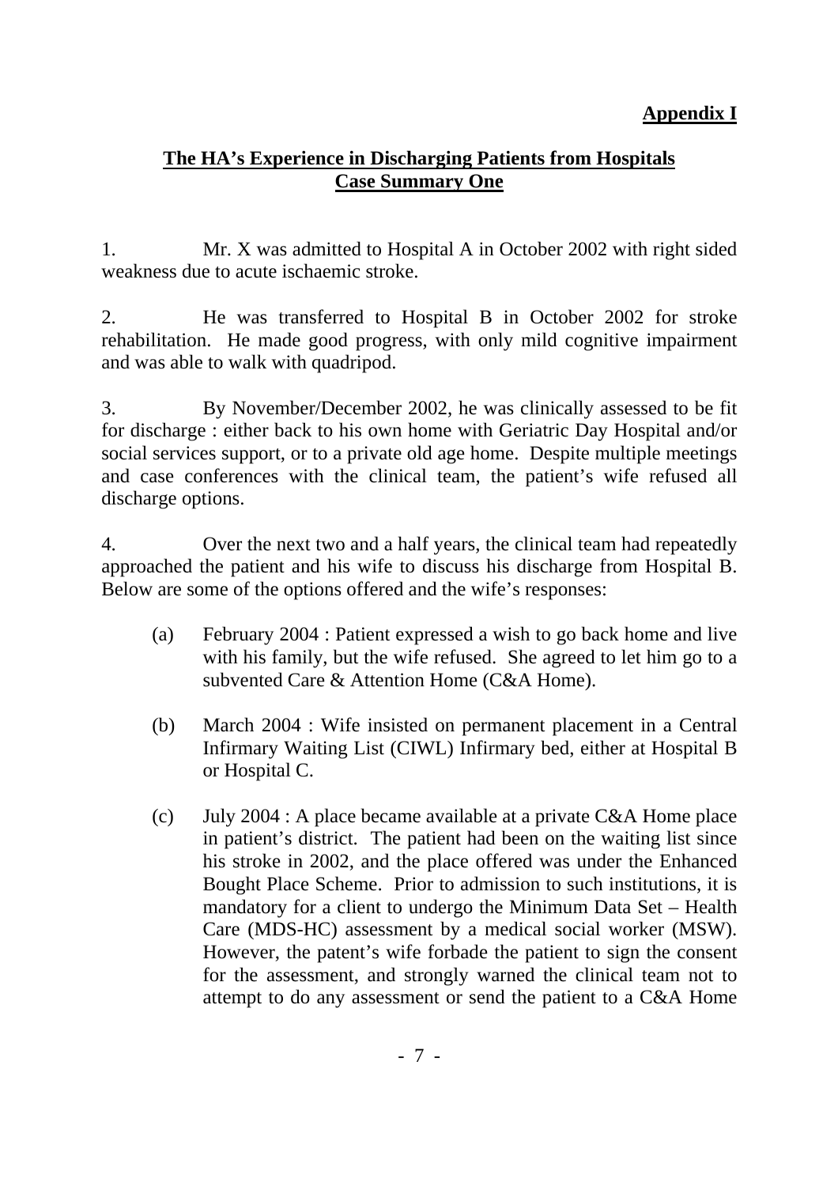**Appendix I**

## The HA's Experience in Discharging Patients from Hospitals
## Case Summary One

1. Mr. X was admitted to Hospital A in October 2002 with right sided weakness due to acute ischaemic stroke.

2. He was transferred to Hospital B in October 2002 for stroke rehabilitation. He made good progress, with only mild cognitive impairment and was able to walk with quadripod.

3. By November/December 2002, he was clinically assessed to be fit for discharge : either back to his own home with Geriatric Day Hospital and/or social services support, or to a private old age home. Despite multiple meetings and case conferences with the clinical team, the patient's wife refused all discharge options.

4. Over the next two and a half years, the clinical team had repeatedly approached the patient and his wife to discuss his discharge from Hospital B. Below are some of the options offered and the wife's responses:

   (a) February 2004 : Patient expressed a wish to go back home and live with his family, but the wife refused. She agreed to let him go to a subvented Care & Attention Home (C&A Home).

   (b) March 2004 : Wife insisted on permanent placement in a Central Infirmary Waiting List (CIWL) Infirmary bed, either at Hospital B or Hospital C.

   (c) July 2004 : A place became available at a private C&A Home place in patient's district. The patient had been on the waiting list since his stroke in 2002, and the place offered was under the Enhanced Bought Place Scheme. Prior to admission to such institutions, it is mandatory for a client to undergo the Minimum Data Set – Health Care (MDS-HC) assessment by a medical social worker (MSW). However, the patent's wife forbade the patient to sign the consent for the assessment, and strongly warned the clinical team not to attempt to do any assessment or send the patient to a C&A Home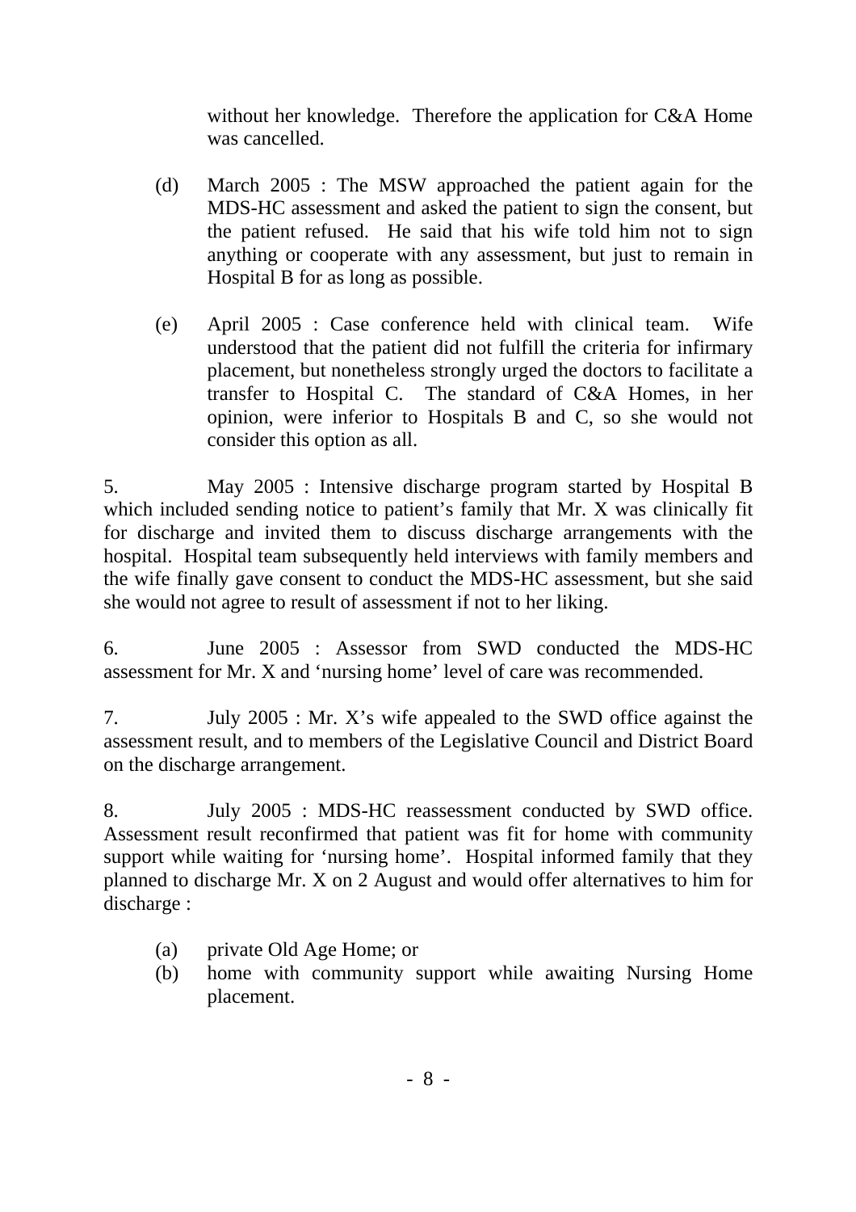without her knowledge. Therefore the application for C&A Home was cancelled.

(d) March 2005 : The MSW approached the patient again for the MDS-HC assessment and asked the patient to sign the consent, but the patient refused. He said that his wife told him not to sign anything or cooperate with any assessment, but just to remain in Hospital B for as long as possible.

(e) April 2005 : Case conference held with clinical team. Wife understood that the patient did not fulfill the criteria for infirmary placement, but nonetheless strongly urged the doctors to facilitate a transfer to Hospital C. The standard of C&A Homes, in her opinion, were inferior to Hospitals B and C, so she would not consider this option as all.

5. May 2005 : Intensive discharge program started by Hospital B which included sending notice to patient's family that Mr. X was clinically fit for discharge and invited them to discuss discharge arrangements with the hospital. Hospital team subsequently held interviews with family members and the wife finally gave consent to conduct the MDS-HC assessment, but she said she would not agree to result of assessment if not to her liking.

6. June 2005 : Assessor from SWD conducted the MDS-HC assessment for Mr. X and 'nursing home' level of care was recommended.

7. July 2005 : Mr. X's wife appealed to the SWD office against the assessment result, and to members of the Legislative Council and District Board on the discharge arrangement.

8. July 2005 : MDS-HC reassessment conducted by SWD office. Assessment result reconfirmed that patient was fit for home with community support while waiting for 'nursing home'. Hospital informed family that they planned to discharge Mr. X on 2 August and would offer alternatives to him for discharge :

(a) private Old Age Home; or
(b) home with community support while awaiting Nursing Home placement.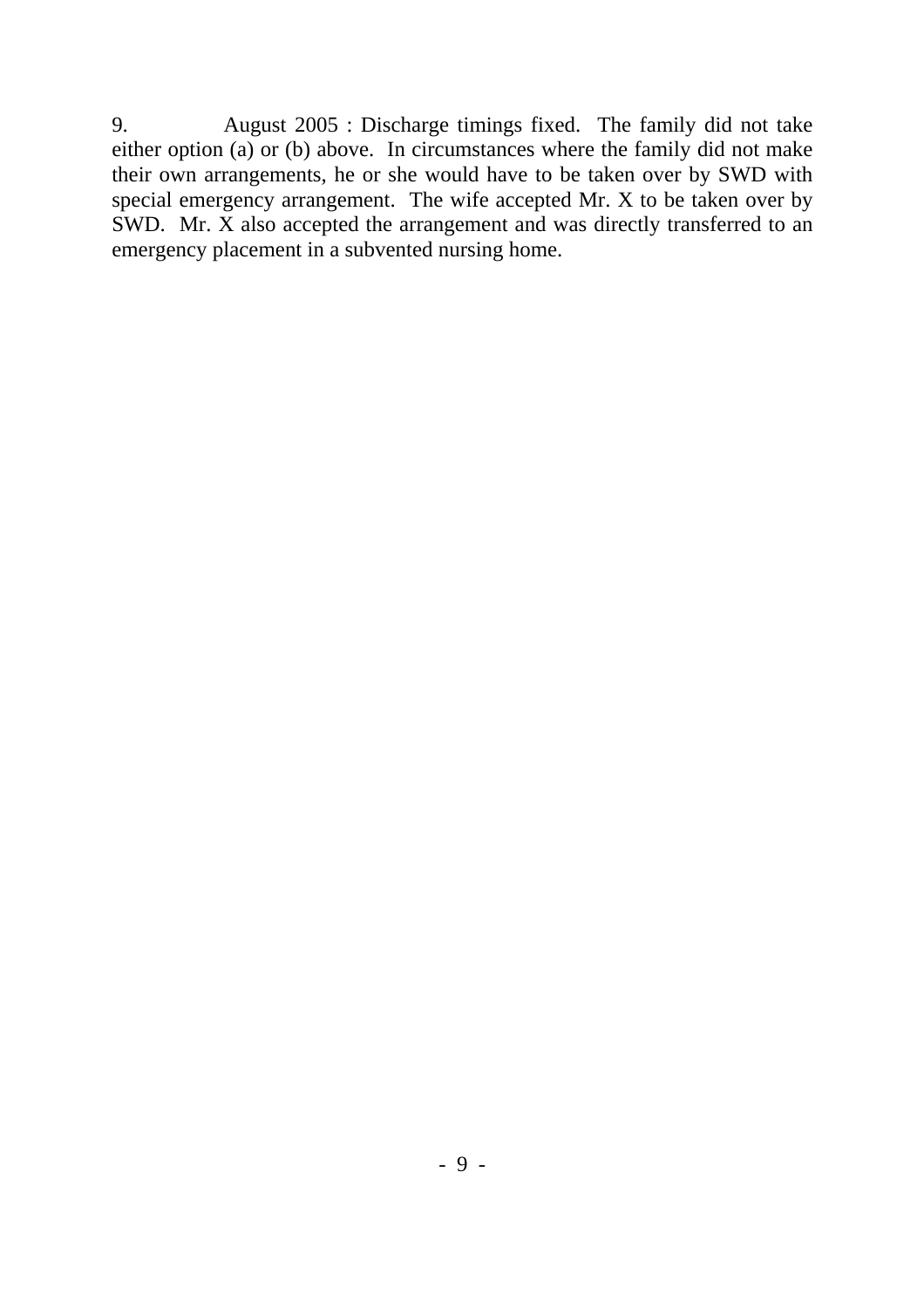9. August 2005 : Discharge timings fixed. The family did not take either option (a) or (b) above. In circumstances where the family did not make their own arrangements, he or she would have to be taken over by SWD with special emergency arrangement. The wife accepted Mr. X to be taken over by SWD. Mr. X also accepted the arrangement and was directly transferred to an emergency placement in a subvented nursing home.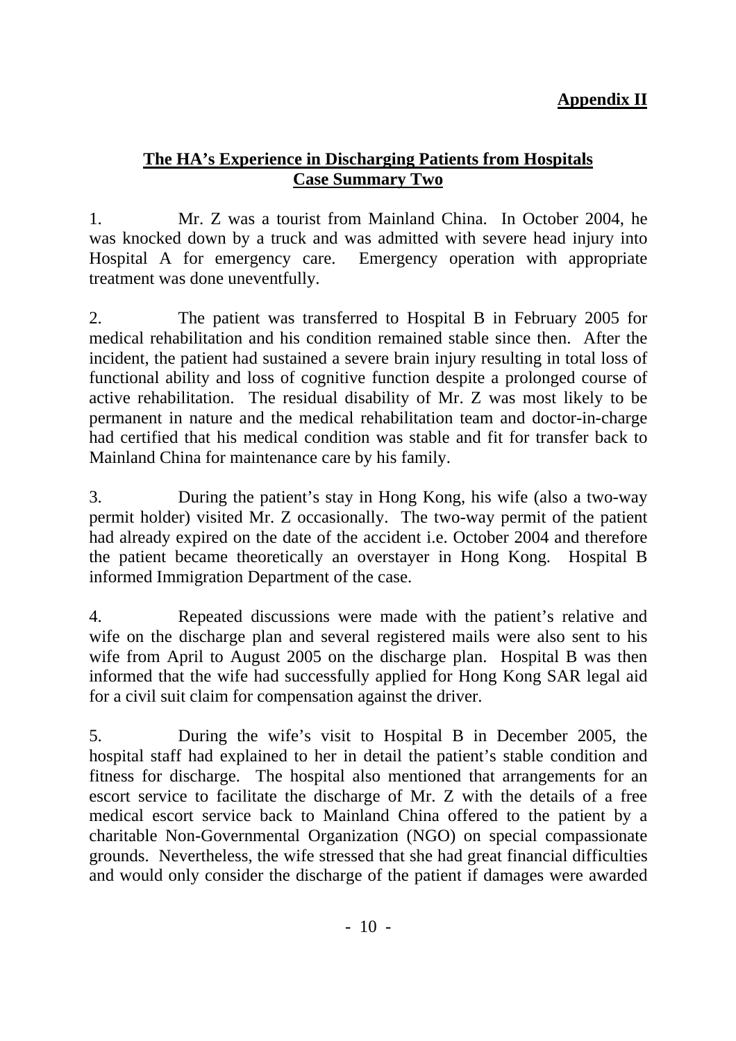**Appendix II**

## The HA's Experience in Discharging Patients from Hospitals
## Case Summary Two

1. Mr. Z was a tourist from Mainland China. In October 2004, he was knocked down by a truck and was admitted with severe head injury into Hospital A for emergency care. Emergency operation with appropriate treatment was done uneventfully.

2. The patient was transferred to Hospital B in February 2005 for medical rehabilitation and his condition remained stable since then. After the incident, the patient had sustained a severe brain injury resulting in total loss of functional ability and loss of cognitive function despite a prolonged course of active rehabilitation. The residual disability of Mr. Z was most likely to be permanent in nature and the medical rehabilitation team and doctor-in-charge had certified that his medical condition was stable and fit for transfer back to Mainland China for maintenance care by his family.

3. During the patient's stay in Hong Kong, his wife (also a two-way permit holder) visited Mr. Z occasionally. The two-way permit of the patient had already expired on the date of the accident i.e. October 2004 and therefore the patient became theoretically an overstayer in Hong Kong. Hospital B informed Immigration Department of the case.

4. Repeated discussions were made with the patient's relative and wife on the discharge plan and several registered mails were also sent to his wife from April to August 2005 on the discharge plan. Hospital B was then informed that the wife had successfully applied for Hong Kong SAR legal aid for a civil suit claim for compensation against the driver.

5. During the wife's visit to Hospital B in December 2005, the hospital staff had explained to her in detail the patient's stable condition and fitness for discharge. The hospital also mentioned that arrangements for an escort service to facilitate the discharge of Mr. Z with the details of a free medical escort service back to Mainland China offered to the patient by a charitable Non-Governmental Organization (NGO) on special compassionate grounds. Nevertheless, the wife stressed that she had great financial difficulties and would only consider the discharge of the patient if damages were awarded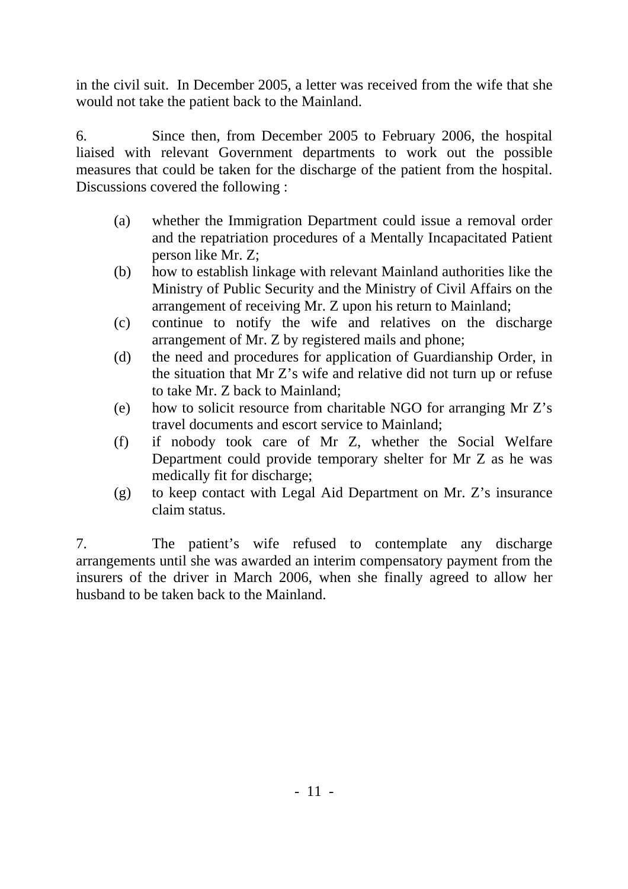in the civil suit. In December 2005, a letter was received from the wife that she would not take the patient back to the Mainland.

6. Since then, from December 2005 to February 2006, the hospital liaised with relevant Government departments to work out the possible measures that could be taken for the discharge of the patient from the hospital. Discussions covered the following :

(a) whether the Immigration Department could issue a removal order and the repatriation procedures of a Mentally Incapacitated Patient person like Mr. Z;

(b) how to establish linkage with relevant Mainland authorities like the Ministry of Public Security and the Ministry of Civil Affairs on the arrangement of receiving Mr. Z upon his return to Mainland;

(c) continue to notify the wife and relatives on the discharge arrangement of Mr. Z by registered mails and phone;

(d) the need and procedures for application of Guardianship Order, in the situation that Mr Z's wife and relative did not turn up or refuse to take Mr. Z back to Mainland;

(e) how to solicit resource from charitable NGO for arranging Mr Z's travel documents and escort service to Mainland;

(f) if nobody took care of Mr Z, whether the Social Welfare Department could provide temporary shelter for Mr Z as he was medically fit for discharge;

(g) to keep contact with Legal Aid Department on Mr. Z's insurance claim status.

7. The patient's wife refused to contemplate any discharge arrangements until she was awarded an interim compensatory payment from the insurers of the driver in March 2006, when she finally agreed to allow her husband to be taken back to the Mainland.